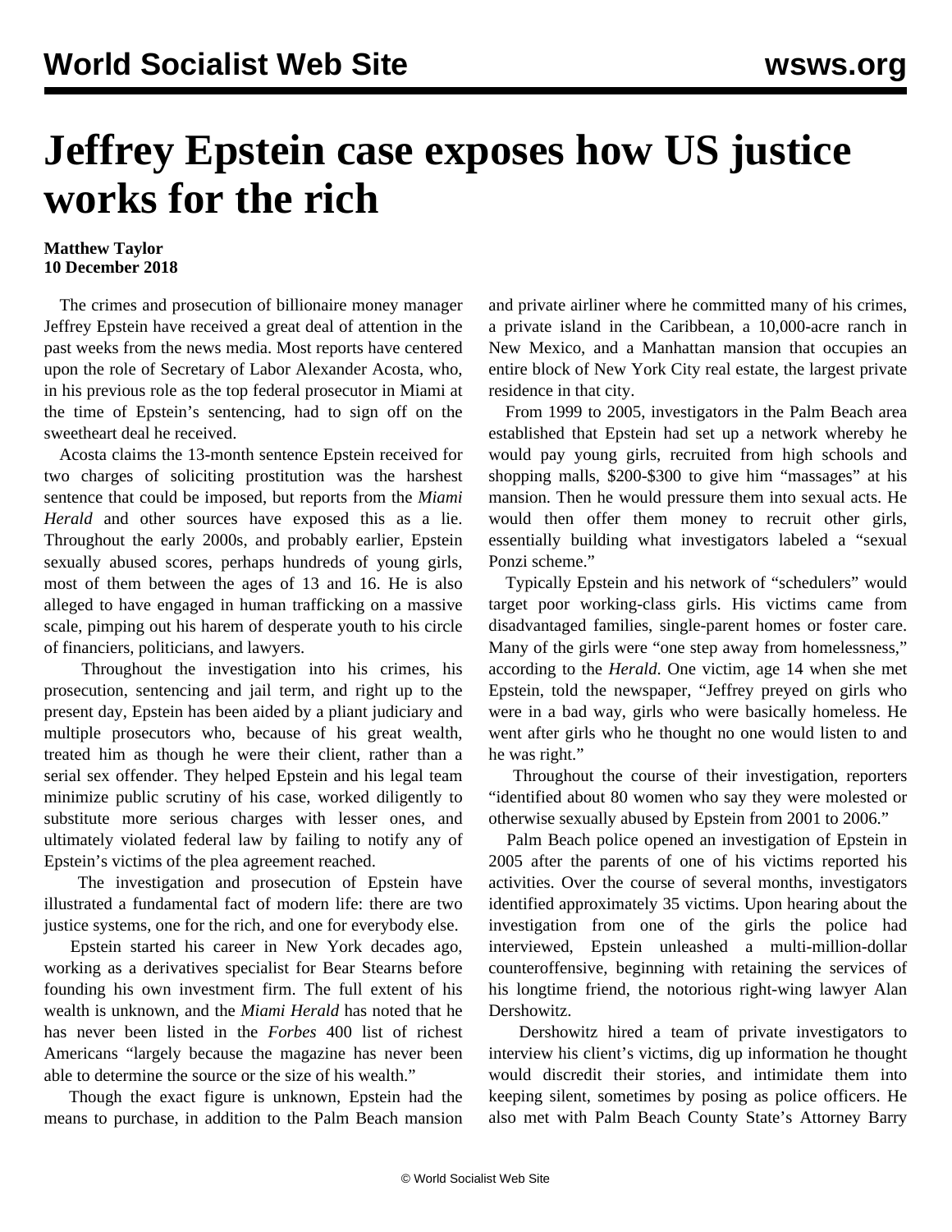# Jeffrey Epstein case exposes how US justice works for the rich

**Matthew Taylor**
**10 December 2018**

The crimes and prosecution of billionaire money manager Jeffrey Epstein have received a great deal of attention in the past weeks from the news media. Most reports have centered upon the role of Secretary of Labor Alexander Acosta, who, in his previous role as the top federal prosecutor in Miami at the time of Epstein's sentencing, had to sign off on the sweetheart deal he received.

Acosta claims the 13-month sentence Epstein received for two charges of soliciting prostitution was the harshest sentence that could be imposed, but reports from the *Miami Herald* and other sources have exposed this as a lie. Throughout the early 2000s, and probably earlier, Epstein sexually abused scores, perhaps hundreds of young girls, most of them between the ages of 13 and 16. He is also alleged to have engaged in human trafficking on a massive scale, pimping out his harem of desperate youth to his circle of financiers, politicians, and lawyers.

Throughout the investigation into his crimes, his prosecution, sentencing and jail term, and right up to the present day, Epstein has been aided by a pliant judiciary and multiple prosecutors who, because of his great wealth, treated him as though he were their client, rather than a serial sex offender. They helped Epstein and his legal team minimize public scrutiny of his case, worked diligently to substitute more serious charges with lesser ones, and ultimately violated federal law by failing to notify any of Epstein's victims of the plea agreement reached.

The investigation and prosecution of Epstein have illustrated a fundamental fact of modern life: there are two justice systems, one for the rich, and one for everybody else.

Epstein started his career in New York decades ago, working as a derivatives specialist for Bear Stearns before founding his own investment firm. The full extent of his wealth is unknown, and the *Miami Herald* has noted that he has never been listed in the *Forbes* 400 list of richest Americans "largely because the magazine has never been able to determine the source or the size of his wealth."

Though the exact figure is unknown, Epstein had the means to purchase, in addition to the Palm Beach mansion and private airliner where he committed many of his crimes, a private island in the Caribbean, a 10,000-acre ranch in New Mexico, and a Manhattan mansion that occupies an entire block of New York City real estate, the largest private residence in that city.

From 1999 to 2005, investigators in the Palm Beach area established that Epstein had set up a network whereby he would pay young girls, recruited from high schools and shopping malls, $200-$300 to give him "massages" at his mansion. Then he would pressure them into sexual acts. He would then offer them money to recruit other girls, essentially building what investigators labeled a "sexual Ponzi scheme."

Typically Epstein and his network of "schedulers" would target poor working-class girls. His victims came from disadvantaged families, single-parent homes or foster care. Many of the girls were "one step away from homelessness," according to the *Herald*. One victim, age 14 when she met Epstein, told the newspaper, "Jeffrey preyed on girls who were in a bad way, girls who were basically homeless. He went after girls who he thought no one would listen to and he was right."

Throughout the course of their investigation, reporters "identified about 80 women who say they were molested or otherwise sexually abused by Epstein from 2001 to 2006."

Palm Beach police opened an investigation of Epstein in 2005 after the parents of one of his victims reported his activities. Over the course of several months, investigators identified approximately 35 victims. Upon hearing about the investigation from one of the girls the police had interviewed, Epstein unleashed a multi-million-dollar counteroffensive, beginning with retaining the services of his longtime friend, the notorious right-wing lawyer Alan Dershowitz.

Dershowitz hired a team of private investigators to interview his client's victims, dig up information he thought would discredit their stories, and intimidate them into keeping silent, sometimes by posing as police officers. He also met with Palm Beach County State's Attorney Barry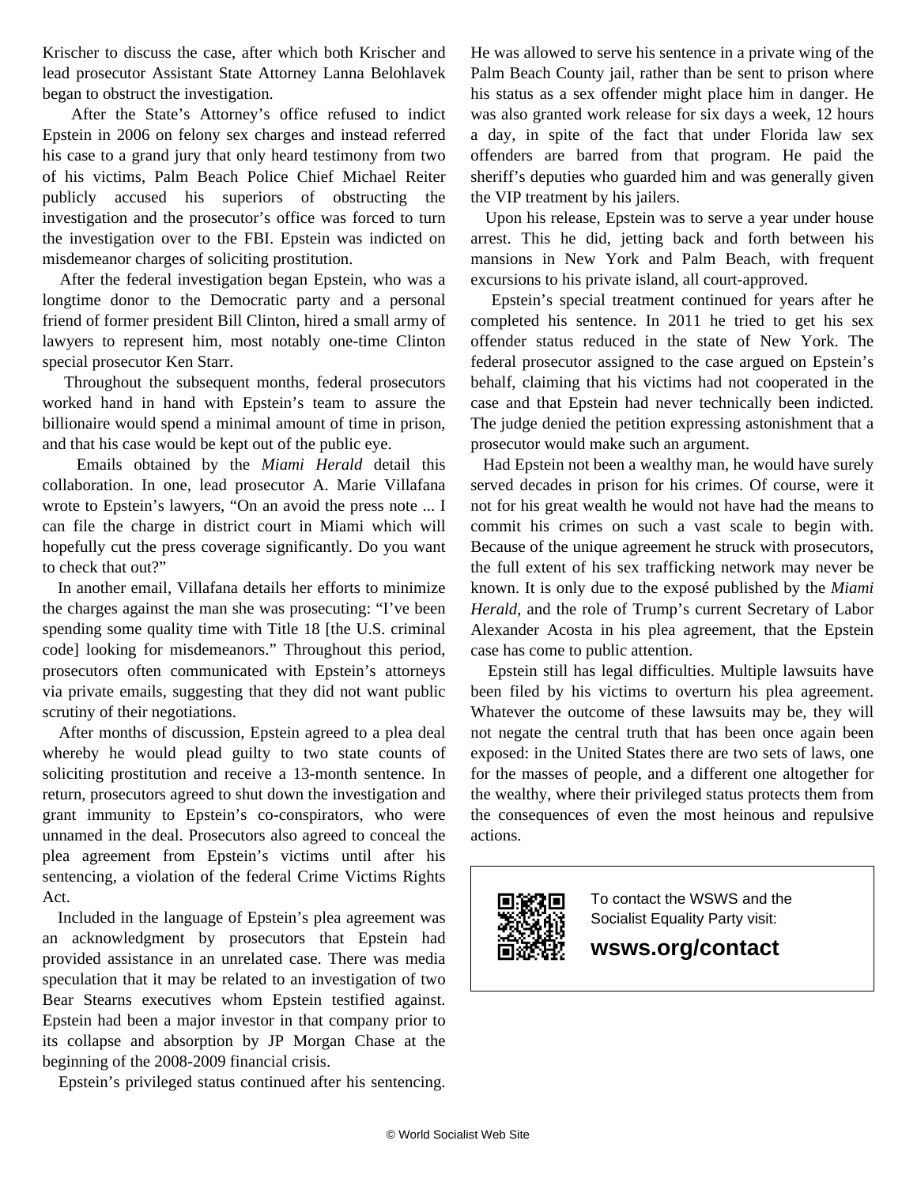Krischer to discuss the case, after which both Krischer and lead prosecutor Assistant State Attorney Lanna Belohlavek began to obstruct the investigation.

After the State's Attorney's office refused to indict Epstein in 2006 on felony sex charges and instead referred his case to a grand jury that only heard testimony from two of his victims, Palm Beach Police Chief Michael Reiter publicly accused his superiors of obstructing the investigation and the prosecutor's office was forced to turn the investigation over to the FBI. Epstein was indicted on misdemeanor charges of soliciting prostitution.

After the federal investigation began Epstein, who was a longtime donor to the Democratic party and a personal friend of former president Bill Clinton, hired a small army of lawyers to represent him, most notably one-time Clinton special prosecutor Ken Starr.

Throughout the subsequent months, federal prosecutors worked hand in hand with Epstein's team to assure the billionaire would spend a minimal amount of time in prison, and that his case would be kept out of the public eye.

Emails obtained by the *Miami Herald* detail this collaboration. In one, lead prosecutor A. Marie Villafana wrote to Epstein's lawyers, "On an avoid the press note ... I can file the charge in district court in Miami which will hopefully cut the press coverage significantly. Do you want to check that out?"

In another email, Villafana details her efforts to minimize the charges against the man she was prosecuting: "I've been spending some quality time with Title 18 [the U.S. criminal code] looking for misdemeanors." Throughout this period, prosecutors often communicated with Epstein's attorneys via private emails, suggesting that they did not want public scrutiny of their negotiations.

After months of discussion, Epstein agreed to a plea deal whereby he would plead guilty to two state counts of soliciting prostitution and receive a 13-month sentence. In return, prosecutors agreed to shut down the investigation and grant immunity to Epstein's co-conspirators, who were unnamed in the deal. Prosecutors also agreed to conceal the plea agreement from Epstein's victims until after his sentencing, a violation of the federal Crime Victims Rights Act.

Included in the language of Epstein's plea agreement was an acknowledgment by prosecutors that Epstein had provided assistance in an unrelated case. There was media speculation that it may be related to an investigation of two Bear Stearns executives whom Epstein testified against. Epstein had been a major investor in that company prior to its collapse and absorption by JP Morgan Chase at the beginning of the 2008-2009 financial crisis.

Epstein's privileged status continued after his sentencing. He was allowed to serve his sentence in a private wing of the Palm Beach County jail, rather than be sent to prison where his status as a sex offender might place him in danger. He was also granted work release for six days a week, 12 hours a day, in spite of the fact that under Florida law sex offenders are barred from that program. He paid the sheriff's deputies who guarded him and was generally given the VIP treatment by his jailers.

Upon his release, Epstein was to serve a year under house arrest. This he did, jetting back and forth between his mansions in New York and Palm Beach, with frequent excursions to his private island, all court-approved.

Epstein's special treatment continued for years after he completed his sentence. In 2011 he tried to get his sex offender status reduced in the state of New York. The federal prosecutor assigned to the case argued on Epstein's behalf, claiming that his victims had not cooperated in the case and that Epstein had never technically been indicted. The judge denied the petition expressing astonishment that a prosecutor would make such an argument.

Had Epstein not been a wealthy man, he would have surely served decades in prison for his crimes. Of course, were it not for his great wealth he would not have had the means to commit his crimes on such a vast scale to begin with. Because of the unique agreement he struck with prosecutors, the full extent of his sex trafficking network may never be known. It is only due to the exposé published by the *Miami Herald*, and the role of Trump's current Secretary of Labor Alexander Acosta in his plea agreement, that the Epstein case has come to public attention.

Epstein still has legal difficulties. Multiple lawsuits have been filed by his victims to overturn his plea agreement. Whatever the outcome of these lawsuits may be, they will not negate the central truth that has been once again been exposed: in the United States there are two sets of laws, one for the masses of people, and a different one altogether for the wealthy, where their privileged status protects them from the consequences of even the most heinous and repulsive actions.

To contact the WSWS and the Socialist Equality Party visit:

**wsws.org/contact**